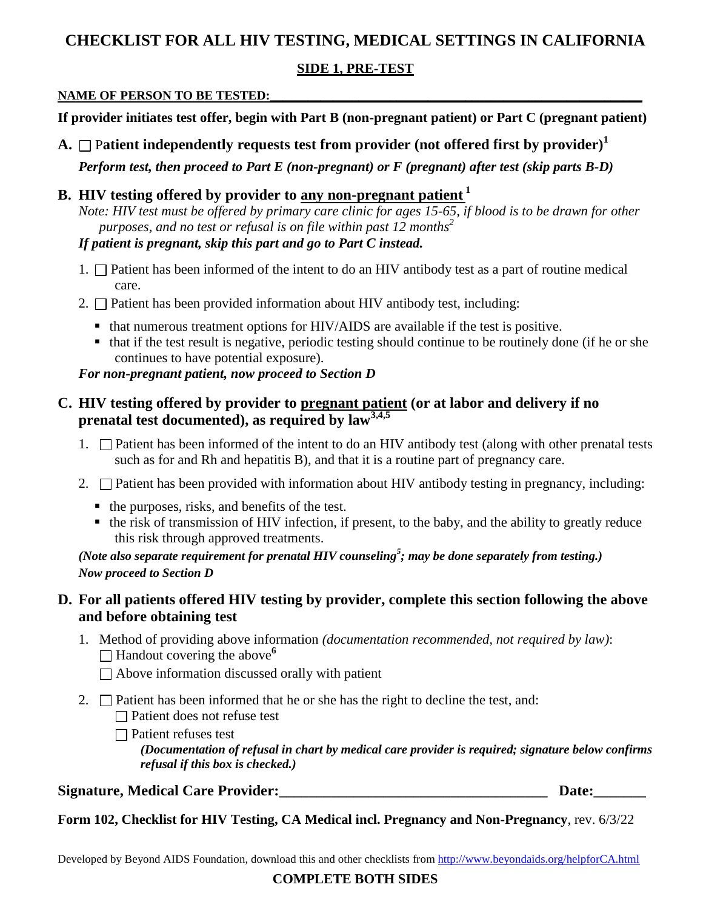# CHECKLIST FOR ALL HIV TESTING, MEDICAL SETTINGS IN CALIFORNIA

## SIDE 1, PRE-TEST

**NAME OF PERSON TO BE TESTED:_______________________________________________**

**If provider initiates test offer, begin with Part B (non-pregnant patient) or Part C (pregnant patient)**

**A. ☐ Patient independently requests test from provider (not offered first by provider)[1]**

***Perform test, then proceed to Part E (non-pregnant) or F (pregnant) after test (skip parts B-D)***

**B. HIV testing offered by provider to <u>any non-pregnant patient</u>[1]**

*Note: HIV test must be offered by primary care clinic for ages 15-65, if blood is to be drawn for other purposes, and no test or refusal is on file within past 12 months[2]*

***If patient is pregnant, skip this part and go to Part C instead.***

1. ☐ Patient has been informed of the intent to do an HIV antibody test as a part of routine medical care.
2. ☐ Patient has been provided information about HIV antibody test, including:
   - that numerous treatment options for HIV/AIDS are available if the test is positive.
   - that if the test result is negative, periodic testing should continue to be routinely done (if he or she continues to have potential exposure).

***For non-pregnant patient, now proceed to Section D***

**C. HIV testing offered by provider to <u>pregnant patient</u> (or at labor and delivery if no prenatal test documented), as required by law[3,4,5]**

1. ☐ Patient has been informed of the intent to do an HIV antibody test (along with other prenatal tests such as for and Rh and hepatitis B), and that it is a routine part of pregnancy care.
2. ☐ Patient has been provided with information about HIV antibody testing in pregnancy, including:
   - the purposes, risks, and benefits of the test.
   - the risk of transmission of HIV infection, if present, to the baby, and the ability to greatly reduce this risk through approved treatments.

***(Note also separate requirement for prenatal HIV counseling[5]; may be done separately from testing.)***

***Now proceed to Section D***

**D. For all patients offered HIV testing by provider, complete this section following the above and before obtaining test**

1. Method of providing above information *(documentation recommended, not required by law)*:
   ☐ Handout covering the above[6]
   ☐ Above information discussed orally with patient
2. ☐ Patient has been informed that he or she has the right to decline the test, and:
   ☐ Patient does not refuse test
   ☐ Patient refuses test
   ***(Documentation of refusal in chart by medical care provider is required; signature below confirms refusal if this box is checked.)***

**Signature, Medical Care Provider:___________________________________ Date:_______**

**Form 102, Checklist for HIV Testing, CA Medical incl. Pregnancy and Non-Pregnancy**, rev. 6/3/22

Developed by Beyond AIDS Foundation, download this and other checklists from http://www.beyondaids.org/helpforCA.html

**COMPLETE BOTH SIDES**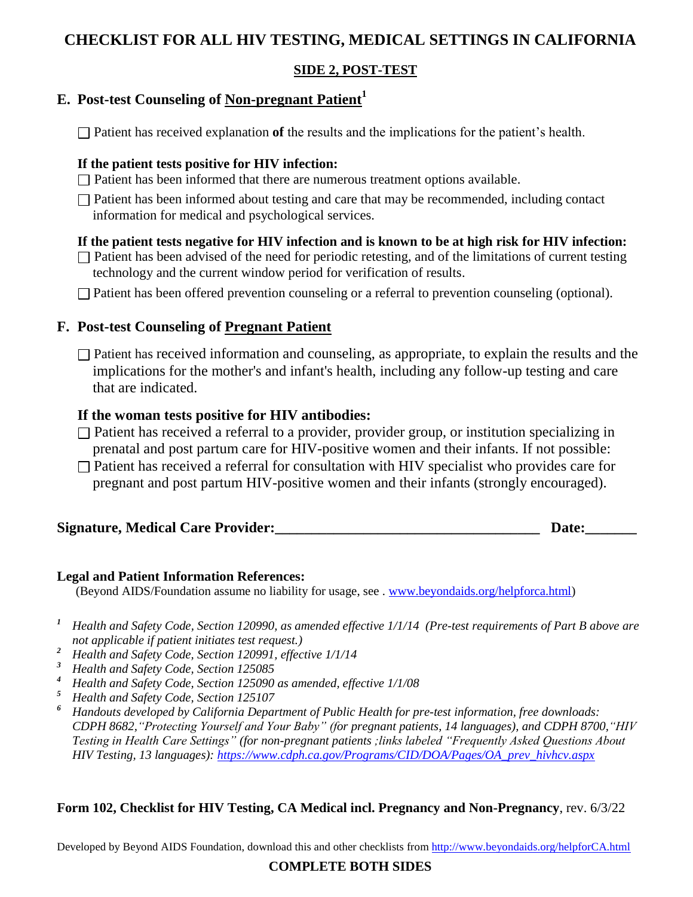# CHECKLIST FOR ALL HIV TESTING, MEDICAL SETTINGS IN CALIFORNIA

## SIDE 2, POST-TEST

### E. Post-test Counseling of Non-pregnant Patient[1]

☐ Patient has received explanation **of** the results and the implications for the patient's health.

**If the patient tests positive for HIV infection:**

☐ Patient has been informed that there are numerous treatment options available.

☐ Patient has been informed about testing and care that may be recommended, including contact information for medical and psychological services.

**If the patient tests negative for HIV infection and is known to be at high risk for HIV infection:**

☐ Patient has been advised of the need for periodic retesting, and of the limitations of current testing technology and the current window period for verification of results.

☐ Patient has been offered prevention counseling or a referral to prevention counseling (optional).

### F. Post-test Counseling of Pregnant Patient

☐ Patient has received information and counseling, as appropriate, to explain the results and the implications for the mother's and infant's health, including any follow-up testing and care that are indicated.

**If the woman tests positive for HIV antibodies:**

☐ Patient has received a referral to a provider, provider group, or institution specializing in prenatal and post partum care for HIV-positive women and their infants. If not possible:

☐ Patient has received a referral for consultation with HIV specialist who provides care for pregnant and post partum HIV-positive women and their infants (strongly encouraged).

**Signature, Medical Care Provider:**___________________________________ **Date:**_______

**Legal and Patient Information References:**

(Beyond AIDS/Foundation assume no liability for usage, see . www.beyondaids.org/helpforca.html)

1. *Health and Safety Code, Section 120990, as amended effective 1/1/14 (Pre-test requirements of Part B above are not applicable if patient initiates test request.)*
2. *Health and Safety Code, Section 120991, effective 1/1/14*
3. *Health and Safety Code, Section 125085*
4. *Health and Safety Code, Section 125090 as amended, effective 1/1/08*
5. *Health and Safety Code, Section 125107*
6. *Handouts developed by California Department of Public Health for pre-test information, free downloads: CDPH 8682,"Protecting Yourself and Your Baby" (for pregnant patients, 14 languages), and CDPH 8700,"HIV Testing in Health Care Settings" (for non-pregnant patients ;links labeled "Frequently Asked Questions About HIV Testing, 13 languages): https://www.cdph.ca.gov/Programs/CID/DOA/Pages/OA_prev_hivhcv.aspx*

**Form 102, Checklist for HIV Testing, CA Medical incl. Pregnancy and Non-Pregnancy**, rev. 6/3/22

Developed by Beyond AIDS Foundation, download this and other checklists from http://www.beyondaids.org/helpforCA.html

**COMPLETE BOTH SIDES**